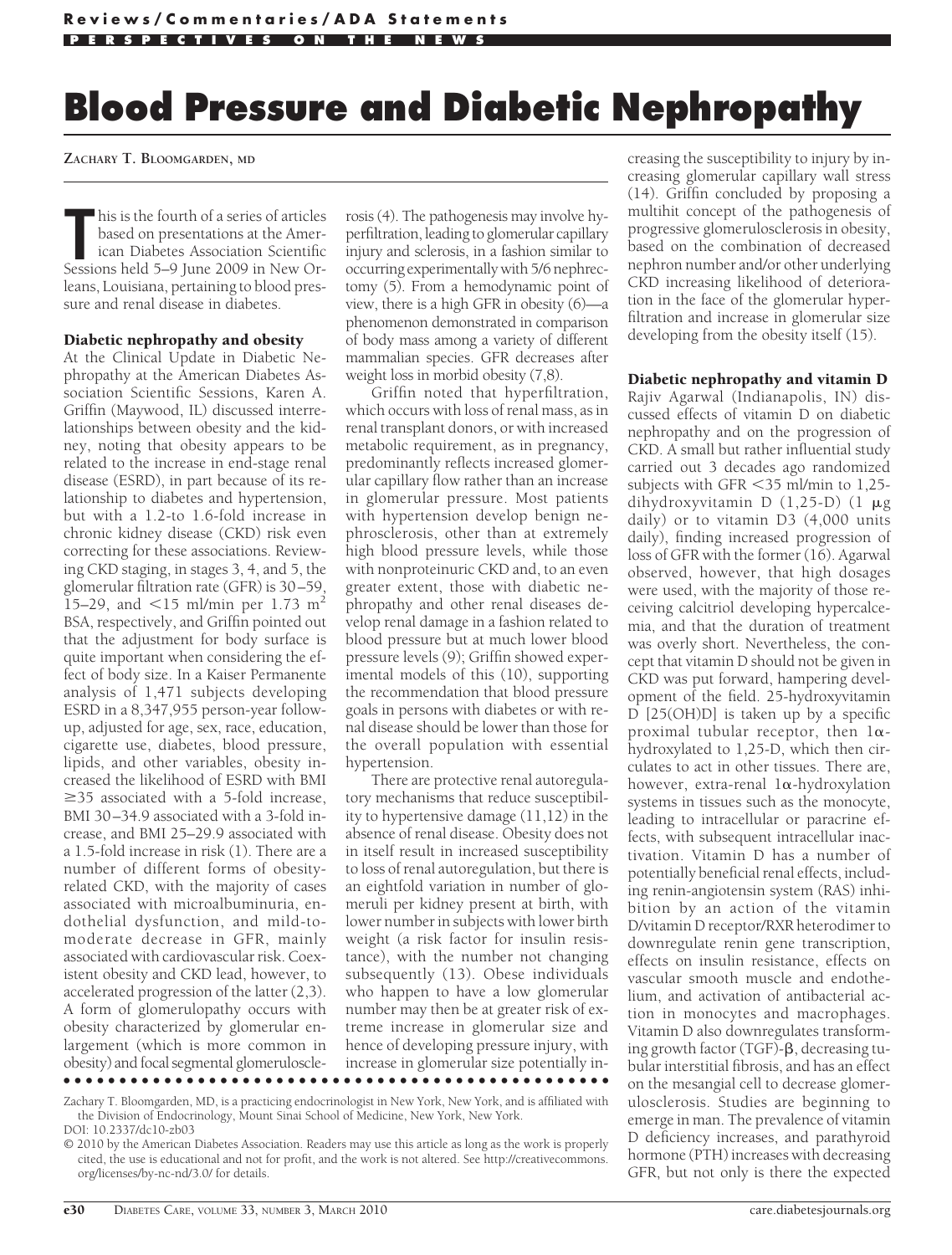# Blood Pressure and Diabetic Nephropathy

**Zachary T. Bloomgarden, MD**

This is the fourth of a series of articles based on presentations at the American Diabetes Association Scientific Sessions held 5–9 June 2009 in New Orleans, Louisiana, pertaining to blood pressure and renal disease in diabetes.

## Diabetic nephropathy and obesity

At the Clinical Update in Diabetic Nephropathy at the American Diabetes Association Scientific Sessions, Karen A. Griffin (Maywood, IL) discussed interrelationships between obesity and the kidney, noting that obesity appears to be related to the increase in end-stage renal disease (ESRD), in part because of its relationship to diabetes and hypertension, but with a 1.2-to 1.6-fold increase in chronic kidney disease (CKD) risk even correcting for these associations. Reviewing CKD staging, in stages 3, 4, and 5, the glomerular filtration rate (GFR) is 30–59, 15–29, and <15 ml/min per 1.73 $m^2$ BSA, respectively, and Griffin pointed out that the adjustment for body surface is quite important when considering the effect of body size. In a Kaiser Permanente analysis of 1,471 subjects developing ESRD in a 8,347,955 person-year follow-up, adjusted for age, sex, race, education, cigarette use, diabetes, blood pressure, lipids, and other variables, obesity increased the likelihood of ESRD with BMI ≥35 associated with a 5-fold increase, BMI 30–34.9 associated with a 3-fold increase, and BMI 25–29.9 associated with a 1.5-fold increase in risk (1). There are a number of different forms of obesity-related CKD, with the majority of cases associated with microalbuminuria, endothelial dysfunction, and mild-to-moderate decrease in GFR, mainly associated with cardiovascular risk. Coexistent obesity and CKD lead, however, to accelerated progression of the latter (2,3). A form of glomerulopathy occurs with obesity characterized by glomerular enlargement (which is more common in obesity) and focal segmental glomerulosclerosis (4). The pathogenesis may involve hyperfiltration, leading to glomerular capillary injury and sclerosis, in a fashion similar to occurring experimentally with 5/6 nephrectomy (5). From a hemodynamic point of view, there is a high GFR in obesity (6)—a phenomenon demonstrated in comparison of body mass among a variety of different mammalian species. GFR decreases after weight loss in morbid obesity (7,8).

Griffin noted that hyperfiltration, which occurs with loss of renal mass, as in renal transplant donors, or with increased metabolic requirement, as in pregnancy, predominantly reflects increased glomerular capillary flow rather than an increase in glomerular pressure. Most patients with hypertension develop benign nephrosclerosis, other than at extremely high blood pressure levels, while those with nonproteinuric CKD and, to an even greater extent, those with diabetic nephropathy and other renal diseases develop renal damage in a fashion related to blood pressure but at much lower blood pressure levels (9); Griffin showed experimental models of this (10), supporting the recommendation that blood pressure goals in persons with diabetes or with renal disease should be lower than those for the overall population with essential hypertension.

There are protective renal autoregulatory mechanisms that reduce susceptibility to hypertensive damage (11,12) in the absence of renal disease. Obesity does not in itself result in increased susceptibility to loss of renal autoregulation, but there is an eightfold variation in number of glomeruli per kidney present at birth, with lower number in subjects with lower birth weight (a risk factor for insulin resistance), with the number not changing subsequently (13). Obese individuals who happen to have a low glomerular number may then be at greater risk of extreme increase in glomerular size and hence of developing pressure injury, with increase in glomerular size potentially increasing the susceptibility to injury by increasing glomerular capillary wall stress (14). Griffin concluded by proposing a multihit concept of the pathogenesis of progressive glomerulosclerosis in obesity, based on the combination of decreased nephron number and/or other underlying CKD increasing likelihood of deterioration in the face of the glomerular hyperfiltration and increase in glomerular size developing from the obesity itself (15).

## Diabetic nephropathy and vitamin D

Rajiv Agarwal (Indianapolis, IN) discussed effects of vitamin D on diabetic nephropathy and on the progression of CKD. A small but rather influential study carried out 3 decades ago randomized subjects with GFR <35 ml/min to 1,25-dihydroxyvitamin D (1,25-D) (1 μg daily) or to vitamin D3 (4,000 units daily), finding increased progression of loss of GFR with the former (16). Agarwal observed, however, that high dosages were used, with the majority of those receiving calcitriol developing hypercalcemia, and that the duration of treatment was overly short. Nevertheless, the concept that vitamin D should not be given in CKD was put forward, hampering development of the field. 25-hydroxyvitamin D [25(OH)D] is taken up by a specific proximal tubular receptor, then 1α-hydroxylated to 1,25-D, which then circulates to act in other tissues. There are, however, extra-renal 1α-hydroxylation systems in tissues such as the monocyte, leading to intracellular or paracrine effects, with subsequent intracellular inactivation. Vitamin D has a number of potentially beneficial renal effects, including renin-angiotensin system (RAS) inhibition by an action of the vitamin D/vitamin D receptor/RXR heterodimer to downregulate renin gene transcription, effects on insulin resistance, effects on vascular smooth muscle and endothelium, and activation of antibacterial action in monocytes and macrophages. Vitamin D also downregulates transforming growth factor (TGF)-β, decreasing tubular interstitial fibrosis, and has an effect on the mesangial cell to decrease glomerulosclerosis. Studies are beginning to emerge in man. The prevalence of vitamin D deficiency increases, and parathyroid hormone (PTH) increases with decreasing GFR, but not only is there the expected

Zachary T. Bloomgarden, MD, is a practicing endocrinologist in New York, New York, and is affiliated with the Division of Endocrinology, Mount Sinai School of Medicine, New York, New York.

DOI: 10.2337/dc10-zb03

© 2010 by the American Diabetes Association. Readers may use this article as long as the work is properly cited, the use is educational and not for profit, and the work is not altered. See http://creativecommons.org/licenses/by-nc-nd/3.0/ for details.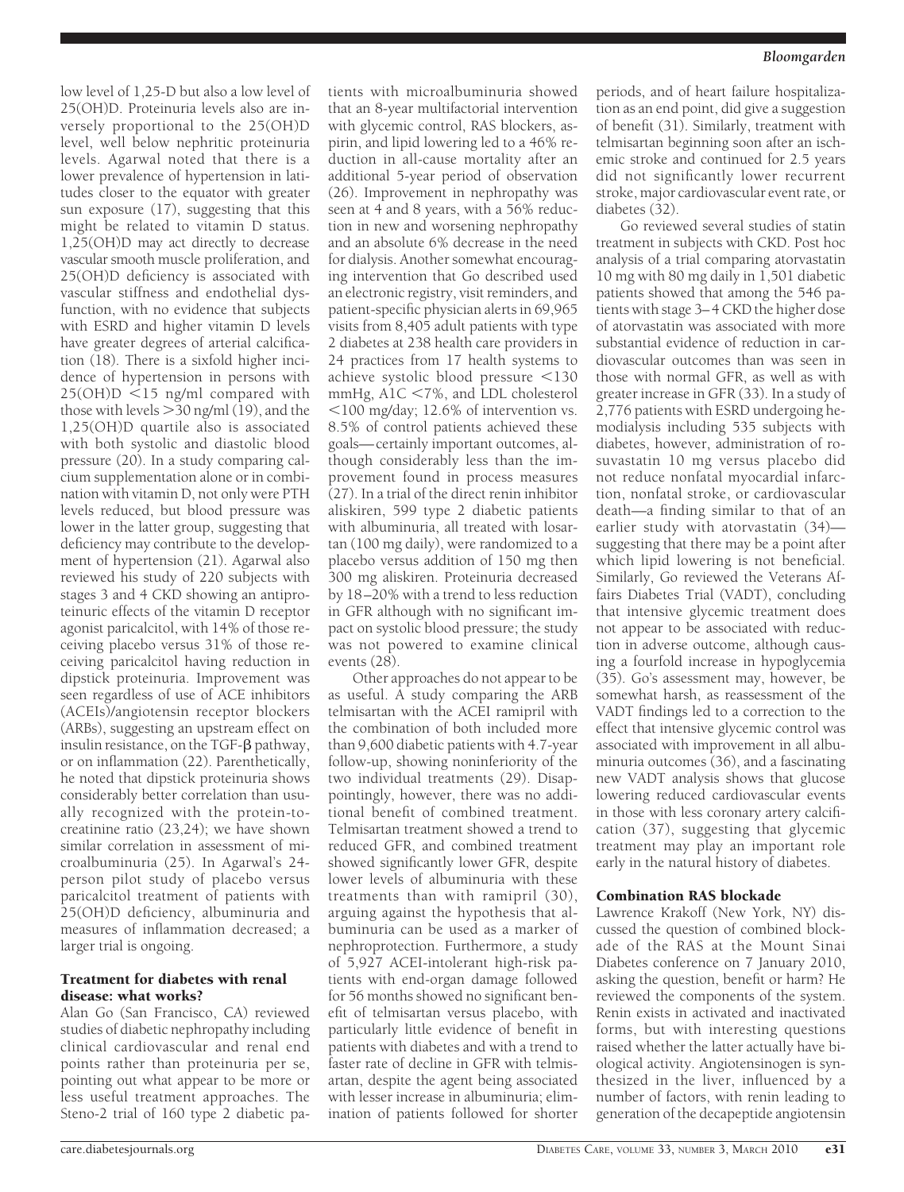low level of 1,25-D but also a low level of 25(OH)D. Proteinuria levels also are inversely proportional to the 25(OH)D level, well below nephritic proteinuria levels. Agarwal noted that there is a lower prevalence of hypertension in latitudes closer to the equator with greater sun exposure (17), suggesting that this might be related to vitamin D status. 1,25(OH)D may act directly to decrease vascular smooth muscle proliferation, and 25(OH)D deficiency is associated with vascular stiffness and endothelial dysfunction, with no evidence that subjects with ESRD and higher vitamin D levels have greater degrees of arterial calcification (18). There is a sixfold higher incidence of hypertension in persons with 25(OH)D <15 ng/ml compared with those with levels >30 ng/ml (19), and the 1,25(OH)D quartile also is associated with both systolic and diastolic blood pressure (20). In a study comparing calcium supplementation alone or in combination with vitamin D, not only were PTH levels reduced, but blood pressure was lower in the latter group, suggesting that deficiency may contribute to the development of hypertension (21). Agarwal also reviewed his study of 220 subjects with stages 3 and 4 CKD showing an antiproteinuric effects of the vitamin D receptor agonist paricalcitol, with 14% of those receiving placebo versus 31% of those receiving paricalcitol having reduction in dipstick proteinuria. Improvement was seen regardless of use of ACE inhibitors (ACEIs)/angiotensin receptor blockers (ARBs), suggesting an upstream effect on insulin resistance, on the TGF-β pathway, or on inflammation (22). Parenthetically, he noted that dipstick proteinuria shows considerably better correlation than usually recognized with the protein-to-creatinine ratio (23,24); we have shown similar correlation in assessment of microalbuminuria (25). In Agarwal's 24-person pilot study of placebo versus paricalcitol treatment of patients with 25(OH)D deficiency, albuminuria and measures of inflammation decreased; a larger trial is ongoing.

## Treatment for diabetes with renal disease: what works?

Alan Go (San Francisco, CA) reviewed studies of diabetic nephropathy including clinical cardiovascular and renal end points rather than proteinuria per se, pointing out what appear to be more or less useful treatment approaches. The Steno-2 trial of 160 type 2 diabetic patients with microalbuminuria showed that an 8-year multifactorial intervention with glycemic control, RAS blockers, aspirin, and lipid lowering led to a 46% reduction in all-cause mortality after an additional 5-year period of observation (26). Improvement in nephropathy was seen at 4 and 8 years, with a 56% reduction in new and worsening nephropathy and an absolute 6% decrease in the need for dialysis. Another somewhat encouraging intervention that Go described used an electronic registry, visit reminders, and patient-specific physician alerts in 69,965 visits from 8,405 adult patients with type 2 diabetes at 238 health care providers in 24 practices from 17 health systems to achieve systolic blood pressure <130 mmHg, A1C <7%, and LDL cholesterol <100 mg/day; 12.6% of intervention vs. 8.5% of control patients achieved these goals—certainly important outcomes, although considerably less than the improvement found in process measures (27). In a trial of the direct renin inhibitor aliskiren, 599 type 2 diabetic patients with albuminuria, all treated with losartan (100 mg daily), were randomized to a placebo versus addition of 150 mg then 300 mg aliskiren. Proteinuria decreased by 18–20% with a trend to less reduction in GFR although with no significant impact on systolic blood pressure; the study was not powered to examine clinical events (28).

Other approaches do not appear to be as useful. A study comparing the ARB telmisartan with the ACEI ramipril with the combination of both included more than 9,600 diabetic patients with 4.7-year follow-up, showing noninferiority of the two individual treatments (29). Disappointingly, however, there was no additional benefit of combined treatment. Telmisartan treatment showed a trend to reduced GFR, and combined treatment showed significantly lower GFR, despite lower levels of albuminuria with these treatments than with ramipril (30), arguing against the hypothesis that albuminuria can be used as a marker of nephroprotection. Furthermore, a study of 5,927 ACEI-intolerant high-risk patients with end-organ damage followed for 56 months showed no significant benefit of telmisartan versus placebo, with particularly little evidence of benefit in patients with diabetes and with a trend to faster rate of decline in GFR with telmisartan, despite the agent being associated with lesser increase in albuminuria; elimination of patients followed for shorter periods, and of heart failure hospitalization as an end point, did give a suggestion of benefit (31). Similarly, treatment with telmisartan beginning soon after an ischemic stroke and continued for 2.5 years did not significantly lower recurrent stroke, major cardiovascular event rate, or diabetes (32).

Go reviewed several studies of statin treatment in subjects with CKD. Post hoc analysis of a trial comparing atorvastatin 10 mg with 80 mg daily in 1,501 diabetic patients showed that among the 546 patients with stage 3–4 CKD the higher dose of atorvastatin was associated with more substantial evidence of reduction in cardiovascular outcomes than was seen in those with normal GFR, as well as with greater increase in GFR (33). In a study of 2,776 patients with ESRD undergoing hemodialysis including 535 subjects with diabetes, however, administration of rosuvastatin 10 mg versus placebo did not reduce nonfatal myocardial infarction, nonfatal stroke, or cardiovascular death—a finding similar to that of an earlier study with atorvastatin (34)—suggesting that there may be a point after which lipid lowering is not beneficial. Similarly, Go reviewed the Veterans Affairs Diabetes Trial (VADT), concluding that intensive glycemic treatment does not appear to be associated with reduction in adverse outcome, although causing a fourfold increase in hypoglycemia (35). Go's assessment may, however, be somewhat harsh, as reassessment of the VADT findings led to a correction to the effect that intensive glycemic control was associated with improvement in all albuminuria outcomes (36), and a fascinating new VADT analysis shows that glucose lowering reduced cardiovascular events in those with less coronary artery calcification (37), suggesting that glycemic treatment may play an important role early in the natural history of diabetes.

## Combination RAS blockade

Lawrence Krakoff (New York, NY) discussed the question of combined blockade of the RAS at the Mount Sinai Diabetes conference on 7 January 2010, asking the question, benefit or harm? He reviewed the components of the system. Renin exists in activated and inactivated forms, but with interesting questions raised whether the latter actually have biological activity. Angiotensinogen is synthesized in the liver, influenced by a number of factors, with renin leading to generation of the decapeptide angiotensin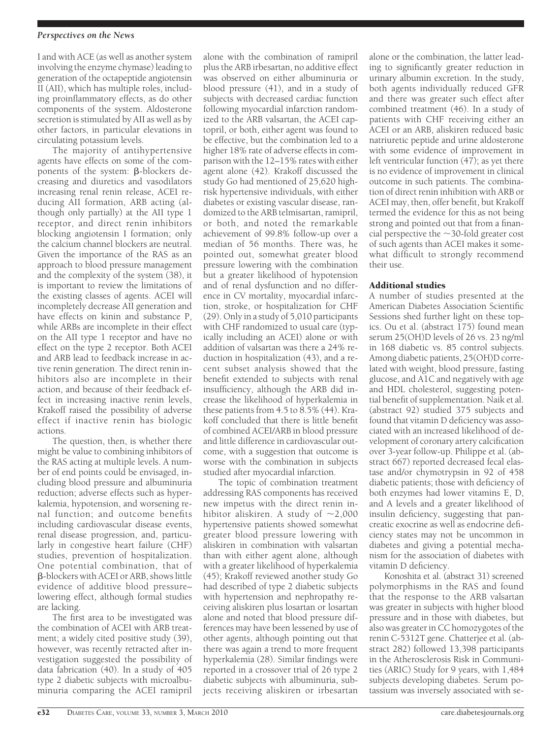I and with ACE (as well as another system involving the enzyme chymase) leading to generation of the octapeptide angiotensin II (AII), which has multiple roles, including proinflammatory effects, as do other components of the system. Aldosterone secretion is stimulated by AII as well as by other factors, in particular elevations in circulating potassium levels.

The majority of antihypertensive agents have effects on some of the components of the system: β-blockers decreasing and diuretics and vasodilators increasing renal renin release, ACEI reducing AII formation, ARB acting (although only partially) at the AII type 1 receptor, and direct renin inhibitors blocking angiotensin I formation; only the calcium channel blockers are neutral. Given the importance of the RAS as an approach to blood pressure management and the complexity of the system (38), it is important to review the limitations of the existing classes of agents. ACEI will incompletely decrease AII generation and have effects on kinin and substance P, while ARBs are incomplete in their effect on the AII type 1 receptor and have no effect on the type 2 receptor. Both ACEI and ARB lead to feedback increase in active renin generation. The direct renin inhibitors also are incomplete in their action, and because of their feedback effect in increasing inactive renin levels, Krakoff raised the possibility of adverse effect if inactive renin has biologic actions.

The question, then, is whether there might be value to combining inhibitors of the RAS acting at multiple levels. A number of end points could be envisaged, including blood pressure and albuminuria reduction; adverse effects such as hyperkalemia, hypotension, and worsening renal function; and outcome benefits including cardiovascular disease events, renal disease progression, and, particularly in congestive heart failure (CHF) studies, prevention of hospitalization. One potential combination, that of β-blockers with ACEI or ARB, shows little evidence of additive blood pressure–lowering effect, although formal studies are lacking.

The first area to be investigated was the combination of ACEI with ARB treatment; a widely cited positive study (39), however, was recently retracted after investigation suggested the possibility of data fabrication (40). In a study of 405 type 2 diabetic subjects with microalbuminuria comparing the ACEI ramipril alone with the combination of ramipril plus the ARB irbesartan, no additive effect was observed on either albuminuria or blood pressure (41), and in a study of subjects with decreased cardiac function following myocardial infarction randomized to the ARB valsartan, the ACEI captopril, or both, either agent was found to be effective, but the combination led to a higher 18% rate of adverse effects in comparison with the 12–15% rates with either agent alone (42). Krakoff discussed the study Go had mentioned of 25,620 high-risk hypertensive individuals, with either diabetes or existing vascular disease, randomized to the ARB telmisartan, ramipril, or both, and noted the remarkable achievement of 99.8% follow-up over a median of 56 months. There was, he pointed out, somewhat greater blood pressure lowering with the combination but a greater likelihood of hypotension and of renal dysfunction and no difference in CV mortality, myocardial infarction, stroke, or hospitalization for CHF (29). Only in a study of 5,010 participants with CHF randomized to usual care (typically including an ACEI) alone or with addition of valsartan was there a 24% reduction in hospitalization (43), and a recent subset analysis showed that the benefit extended to subjects with renal insufficiency, although the ARB did increase the likelihood of hyperkalemia in these patients from 4.5 to 8.5% (44). Krakoff concluded that there is little benefit of combined ACEI/ARB in blood pressure and little difference in cardiovascular outcome, with a suggestion that outcome is worse with the combination in subjects studied after myocardial infarction.

The topic of combination treatment addressing RAS components has received new impetus with the direct renin inhibitor aliskiren. A study of ~2,000 hypertensive patients showed somewhat greater blood pressure lowering with aliskiren in combination with valsartan than with either agent alone, although with a greater likelihood of hyperkalemia (45); Krakoff reviewed another study Go had described of type 2 diabetic subjects with hypertension and nephropathy receiving aliskiren plus losartan or losartan alone and noted that blood pressure differences may have been lessened by use of other agents, although pointing out that there was again a trend to more frequent hyperkalemia (28). Similar findings were reported in a crossover trial of 26 type 2 diabetic subjects with albuminuria, subjects receiving aliskiren or irbesartan alone or the combination, the latter leading to significantly greater reduction in urinary albumin excretion. In the study, both agents individually reduced GFR and there was greater such effect after combined treatment (46). In a study of patients with CHF receiving either an ACEI or an ARB, aliskiren reduced basic natriuretic peptide and urine aldosterone with some evidence of improvement in left ventricular function (47); as yet there is no evidence of improvement in clinical outcome in such patients. The combination of direct renin inhibition with ARB or ACEI may, then, offer benefit, but Krakoff termed the evidence for this as not being strong and pointed out that from a financial perspective the ~30-fold greater cost of such agents than ACEI makes it somewhat difficult to strongly recommend their use.

## Additional studies

A number of studies presented at the American Diabetes Association Scientific Sessions shed further light on these topics. Ou et al. (abstract 175) found mean serum 25(OH)D levels of 26 vs. 23 ng/ml in 168 diabetic vs. 85 control subjects. Among diabetic patients, 25(OH)D correlated with weight, blood pressure, fasting glucose, and A1C and negatively with age and HDL cholesterol, suggesting potential benefit of supplementation. Naik et al. (abstract 92) studied 375 subjects and found that vitamin D deficiency was associated with an increased likelihood of development of coronary artery calcification over 3-year follow-up. Philippe et al. (abstract 667) reported decreased fecal elastase and/or chymotrypsin in 92 of 458 diabetic patients; those with deficiency of both enzymes had lower vitamins E, D, and A levels and a greater likelihood of insulin deficiency, suggesting that pancreatic exocrine as well as endocrine deficiency states may not be uncommon in diabetes and giving a potential mechanism for the association of diabetes with vitamin D deficiency.

Konoshita et al. (abstract 31) screened polymorphisms in the RAS and found that the response to the ARB valsartan was greater in subjects with higher blood pressure and in those with diabetes, but also was greater in CC homozygotes of the renin C-5312T gene. Chatterjee et al. (abstract 282) followed 13,398 participants in the Atherosclerosis Risk in Communities (ARIC) Study for 9 years, with 1,484 subjects developing diabetes. Serum potassium was inversely associated with se-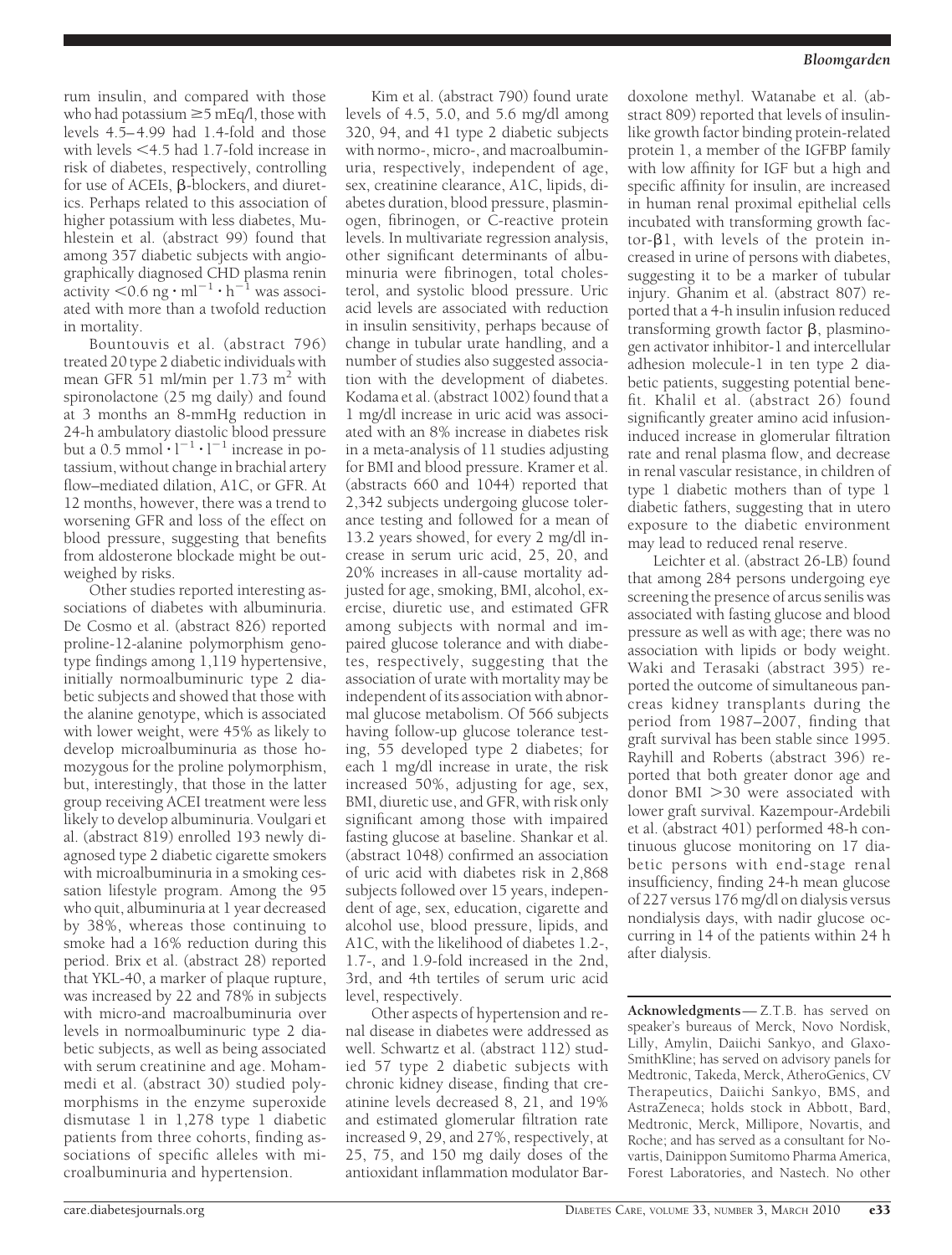rum insulin, and compared with those who had potassium ≥5 mEq/l, those with levels 4.5–4.99 had 1.4-fold and those with levels <4.5 had 1.7-fold increase in risk of diabetes, respectively, controlling for use of ACEIs, β-blockers, and diuretics. Perhaps related to this association of higher potassium with less diabetes, Muhlestein et al. (abstract 99) found that among 357 diabetic subjects with angiographically diagnosed CHD plasma renin activity $<0.6\ ng \cdot ml^{-1} \cdot h^{-1}$ was associated with more than a twofold reduction in mortality.

Bountouvis et al. (abstract 796) treated 20 type 2 diabetic individuals with mean GFR 51 ml/min per 1.73 $m^2$ with spironolactone (25 mg daily) and found at 3 months an 8-mmHg reduction in 24-h ambulatory diastolic blood pressure but a 0.5 $mmol \cdot l^{-1} \cdot l^{-1}$ increase in potassium, without change in brachial artery flow–mediated dilation, A1C, or GFR. At 12 months, however, there was a trend to worsening GFR and loss of the effect on blood pressure, suggesting that benefits from aldosterone blockade might be outweighed by risks.

Other studies reported interesting associations of diabetes with albuminuria. De Cosmo et al. (abstract 826) reported proline-12-alanine polymorphism genotype findings among 1,119 hypertensive, initially normoalbuminuric type 2 diabetic subjects and showed that those with the alanine genotype, which is associated with lower weight, were 45% as likely to develop microalbuminuria as those homozygous for the proline polymorphism, but, interestingly, that those in the latter group receiving ACEI treatment were less likely to develop albuminuria. Voulgari et al. (abstract 819) enrolled 193 newly diagnosed type 2 diabetic cigarette smokers with microalbuminuria in a smoking cessation lifestyle program. Among the 95 who quit, albuminuria at 1 year decreased by 38%, whereas those continuing to smoke had a 16% reduction during this period. Brix et al. (abstract 28) reported that YKL-40, a marker of plaque rupture, was increased by 22 and 78% in subjects with micro-and macroalbuminuria over levels in normoalbuminuric type 2 diabetic subjects, as well as being associated with serum creatinine and age. Mohammedi et al. (abstract 30) studied polymorphisms in the enzyme superoxide dismutase 1 in 1,278 type 1 diabetic patients from three cohorts, finding associations of specific alleles with microalbuminuria and hypertension.

Kim et al. (abstract 790) found urate levels of 4.5, 5.0, and 5.6 mg/dl among 320, 94, and 41 type 2 diabetic subjects with normo-, micro-, and macroalbuminuria, respectively, independent of age, sex, creatinine clearance, A1C, lipids, diabetes duration, blood pressure, plasminogen, fibrinogen, or C-reactive protein levels. In multivariate regression analysis, other significant determinants of albuminuria were fibrinogen, total cholesterol, and systolic blood pressure. Uric acid levels are associated with reduction in insulin sensitivity, perhaps because of change in tubular urate handling, and a number of studies also suggested association with the development of diabetes. Kodama et al. (abstract 1002) found that a 1 mg/dl increase in uric acid was associated with an 8% increase in diabetes risk in a meta-analysis of 11 studies adjusting for BMI and blood pressure. Kramer et al. (abstracts 660 and 1044) reported that 2,342 subjects undergoing glucose tolerance testing and followed for a mean of 13.2 years showed, for every 2 mg/dl increase in serum uric acid, 25, 20, and 20% increases in all-cause mortality adjusted for age, smoking, BMI, alcohol, exercise, diuretic use, and estimated GFR among subjects with normal and impaired glucose tolerance and with diabetes, respectively, suggesting that the association of urate with mortality may be independent of its association with abnormal glucose metabolism. Of 566 subjects having follow-up glucose tolerance testing, 55 developed type 2 diabetes; for each 1 mg/dl increase in urate, the risk increased 50%, adjusting for age, sex, BMI, diuretic use, and GFR, with risk only significant among those with impaired fasting glucose at baseline. Shankar et al. (abstract 1048) confirmed an association of uric acid with diabetes risk in 2,868 subjects followed over 15 years, independent of age, sex, education, cigarette and alcohol use, blood pressure, lipids, and A1C, with the likelihood of diabetes 1.2-, 1.7-, and 1.9-fold increased in the 2nd, 3rd, and 4th tertiles of serum uric acid level, respectively.

Other aspects of hypertension and renal disease in diabetes were addressed as well. Schwartz et al. (abstract 112) studied 57 type 2 diabetic subjects with chronic kidney disease, finding that creatinine levels decreased 8, 21, and 19% and estimated glomerular filtration rate increased 9, 29, and 27%, respectively, at 25, 75, and 150 mg daily doses of the antioxidant inflammation modulator Bardoxolone methyl. Watanabe et al. (abstract 809) reported that levels of insulin-like growth factor binding protein-related protein 1, a member of the IGFBP family with low affinity for IGF but a high and specific affinity for insulin, are increased in human renal proximal epithelial cells incubated with transforming growth factor-β1, with levels of the protein increased in urine of persons with diabetes, suggesting it to be a marker of tubular injury. Ghanim et al. (abstract 807) reported that a 4-h insulin infusion reduced transforming growth factor β, plasminogen activator inhibitor-1 and intercellular adhesion molecule-1 in ten type 2 diabetic patients, suggesting potential benefit. Khalil et al. (abstract 26) found significantly greater amino acid infusion-induced increase in glomerular filtration rate and renal plasma flow, and decrease in renal vascular resistance, in children of type 1 diabetic mothers than of type 1 diabetic fathers, suggesting that in utero exposure to the diabetic environment may lead to reduced renal reserve.

Leichter et al. (abstract 26-LB) found that among 284 persons undergoing eye screening the presence of arcus senilis was associated with fasting glucose and blood pressure as well as with age; there was no association with lipids or body weight. Waki and Terasaki (abstract 395) reported the outcome of simultaneous pancreas kidney transplants during the period from 1987–2007, finding that graft survival has been stable since 1995. Rayhill and Roberts (abstract 396) reported that both greater donor age and donor BMI >30 were associated with lower graft survival. Kazempour-Ardebili et al. (abstract 401) performed 48-h continuous glucose monitoring on 17 diabetic persons with end-stage renal insufficiency, finding 24-h mean glucose of 227 versus 176 mg/dl on dialysis versus nondialysis days, with nadir glucose occurring in 14 of the patients within 24 h after dialysis.

**Acknowledgments**— Z.T.B. has served on speaker's bureaus of Merck, Novo Nordisk, Lilly, Amylin, Daiichi Sankyo, and GlaxoSmithKline; has served on advisory panels for Medtronic, Takeda, Merck, AtheroGenics, CV Therapeutics, Daiichi Sankyo, BMS, and AstraZeneca; holds stock in Abbott, Bard, Medtronic, Merck, Millipore, Novartis, and Roche; and has served as a consultant for Novartis, Dainippon Sumitomo Pharma America, Forest Laboratories, and Nastech. No other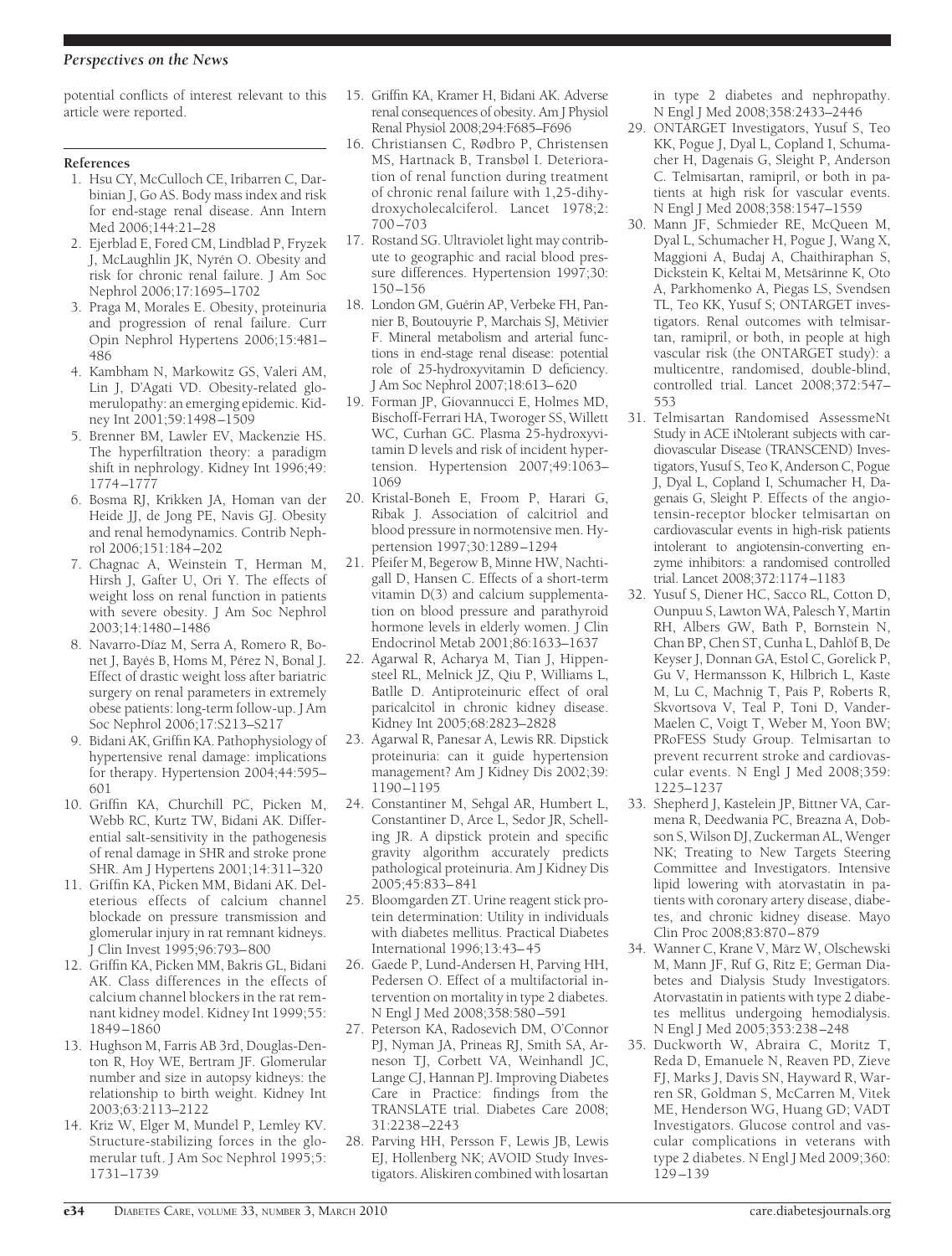potential conflicts of interest relevant to this article were reported.

## References

1. Hsu CY, McCulloch CE, Iribarren C, Darbinian J, Go AS. Body mass index and risk for end-stage renal disease. Ann Intern Med 2006;144:21–28
2. Ejerblad E, Fored CM, Lindblad P, Fryzek J, McLaughlin JK, Nyrén O. Obesity and risk for chronic renal failure. J Am Soc Nephrol 2006;17:1695–1702
3. Praga M, Morales E. Obesity, proteinuria and progression of renal failure. Curr Opin Nephrol Hypertens 2006;15:481–486
4. Kambham N, Markowitz GS, Valeri AM, Lin J, D'Agati VD. Obesity-related glomerulopathy: an emerging epidemic. Kidney Int 2001;59:1498–1509
5. Brenner BM, Lawler EV, Mackenzie HS. The hyperfiltration theory: a paradigm shift in nephrology. Kidney Int 1996;49:1774–1777
6. Bosma RJ, Krikken JA, Homan van der Heide JJ, de Jong PE, Navis GJ. Obesity and renal hemodynamics. Contrib Nephrol 2006;151:184–202
7. Chagnac A, Weinstein T, Herman M, Hirsh J, Gafter U, Ori Y. The effects of weight loss on renal function in patients with severe obesity. J Am Soc Nephrol 2003;14:1480–1486
8. Navarro-Díaz M, Serra A, Romero R, Bonet J, Bayés B, Homs M, Pérez N, Bonal J. Effect of drastic weight loss after bariatric surgery on renal parameters in extremely obese patients: long-term follow-up. J Am Soc Nephrol 2006;17:S213–S217
9. Bidani AK, Griffin KA. Pathophysiology of hypertensive renal damage: implications for therapy. Hypertension 2004;44:595–601
10. Griffin KA, Churchill PC, Picken M, Webb RC, Kurtz TW, Bidani AK. Differential salt-sensitivity in the pathogenesis of renal damage in SHR and stroke prone SHR. Am J Hypertens 2001;14:311–320
11. Griffin KA, Picken MM, Bidani AK. Deleterious effects of calcium channel blockade on pressure transmission and glomerular injury in rat remnant kidneys. J Clin Invest 1995;96:793–800
12. Griffin KA, Picken MM, Bakris GL, Bidani AK. Class differences in the effects of calcium channel blockers in the rat remnant kidney model. Kidney Int 1999;55:1849–1860
13. Hughson M, Farris AB 3rd, Douglas-Denton R, Hoy WE, Bertram JF. Glomerular number and size in autopsy kidneys: the relationship to birth weight. Kidney Int 2003;63:2113–2122
14. Kriz W, Elger M, Mundel P, Lemley KV. Structure-stabilizing forces in the glomerular tuft. J Am Soc Nephrol 1995;5:1731–1739
15. Griffin KA, Kramer H, Bidani AK. Adverse renal consequences of obesity. Am J Physiol Renal Physiol 2008;294:F685–F696
16. Christiansen C, Rødbro P, Christensen MS, Hartnack B, Transbøl I. Deterioration of renal function during treatment of chronic renal failure with 1,25-dihydroxycholecalciferol. Lancet 1978;2:700–703
17. Rostand SG. Ultraviolet light may contribute to geographic and racial blood pressure differences. Hypertension 1997;30:150–156
18. London GM, Guérin AP, Verbeke FH, Pannier B, Boutouyrie P, Marchais SJ, Métivier F. Mineral metabolism and arterial functions in end-stage renal disease: potential role of 25-hydroxyvitamin D deficiency. J Am Soc Nephrol 2007;18:613–620
19. Forman JP, Giovannucci E, Holmes MD, Bischoff-Ferrari HA, Tworoger SS, Willett WC, Curhan GC. Plasma 25-hydroxyvitamin D levels and risk of incident hypertension. Hypertension 2007;49:1063–1069
20. Kristal-Boneh E, Froom P, Harari G, Ribak J. Association of calcitriol and blood pressure in normotensive men. Hypertension 1997;30:1289–1294
21. Pfeifer M, Begerow B, Minne HW, Nachtigall D, Hansen C. Effects of a short-term vitamin D(3) and calcium supplementation on blood pressure and parathyroid hormone levels in elderly women. J Clin Endocrinol Metab 2001;86:1633–1637
22. Agarwal R, Acharya M, Tian J, Hippensteel RL, Melnick JZ, Qiu P, Williams L, Batlle D. Antiproteinuric effect of oral paricalcitol in chronic kidney disease. Kidney Int 2005;68:2823–2828
23. Agarwal R, Panesar A, Lewis RR. Dipstick proteinuria: can it guide hypertension management? Am J Kidney Dis 2002;39:1190–1195
24. Constantiner M, Sehgal AR, Humbert L, Constantiner D, Arce L, Sedor JR, Schelling JR. A dipstick protein and specific gravity algorithm accurately predicts pathological proteinuria. Am J Kidney Dis 2005;45:833–841
25. Bloomgarden ZT. Urine reagent stick protein determination: Utility in individuals with diabetes mellitus. Practical Diabetes International 1996;13:43–45
26. Gaede P, Lund-Andersen H, Parving HH, Pedersen O. Effect of a multifactorial intervention on mortality in type 2 diabetes. N Engl J Med 2008;358:580–591
27. Peterson KA, Radosevich DM, O'Connor PJ, Nyman JA, Prineas RJ, Smith SA, Arneson TJ, Corbett VA, Weinhandl JC, Lange CJ, Hannan PJ. Improving Diabetes Care in Practice: findings from the TRANSLATE trial. Diabetes Care 2008;31:2238–2243
28. Parving HH, Persson F, Lewis JB, Lewis EJ, Hollenberg NK; AVOID Study Investigators. Aliskiren combined with losartan in type 2 diabetes and nephropathy. N Engl J Med 2008;358:2433–2446
29. ONTARGET Investigators, Yusuf S, Teo KK, Pogue J, Dyal L, Copland I, Schumacher H, Dagenais G, Sleight P, Anderson C. Telmisartan, ramipril, or both in patients at high risk for vascular events. N Engl J Med 2008;358:1547–1559
30. Mann JF, Schmieder RE, McQueen M, Dyal L, Schumacher H, Pogue J, Wang X, Maggioni A, Budaj A, Chaithiraphan S, Dickstein K, Keltai M, Metsärinne K, Oto A, Parkhomenko A, Piegas LS, Svendsen TL, Teo KK, Yusuf S; ONTARGET investigators. Renal outcomes with telmisartan, ramipril, or both, in people at high vascular risk (the ONTARGET study): a multicentre, randomised, double-blind, controlled trial. Lancet 2008;372:547–553
31. Telmisartan Randomised AssessmeNt Study in ACE iNtolerant subjects with cardiovascular Disease (TRANSCEND) Investigators, Yusuf S, Teo K, Anderson C, Pogue J, Dyal L, Copland I, Schumacher H, Dagenais G, Sleight P. Effects of the angiotensin-receptor blocker telmisartan on cardiovascular events in high-risk patients intolerant to angiotensin-converting enzyme inhibitors: a randomised controlled trial. Lancet 2008;372:1174–1183
32. Yusuf S, Diener HC, Sacco RL, Cotton D, Ounpuu S, Lawton WA, Palesch Y, Martin RH, Albers GW, Bath P, Bornstein N, Chan BP, Chen ST, Cunha L, Dahlöf B, De Keyser J, Donnan GA, Estol C, Gorelick P, Gu V, Hermansson K, Hilbrich L, Kaste M, Lu C, Machnig T, Pais P, Roberts R, Skvortsova V, Teal P, Toni D, VanderMaelen C, Voigt T, Weber M, Yoon BW; PRoFESS Study Group. Telmisartan to prevent recurrent stroke and cardiovascular events. N Engl J Med 2008;359:1225–1237
33. Shepherd J, Kastelein JP, Bittner VA, Carmena R, Deedwania PC, Breazna A, Dobson S, Wilson DJ, Zuckerman AL, Wenger NK; Treating to New Targets Steering Committee and Investigators. Intensive lipid lowering with atorvastatin in patients with coronary artery disease, diabetes, and chronic kidney disease. Mayo Clin Proc 2008;83:870–879
34. Wanner C, Krane V, März W, Olschewski M, Mann JF, Ruf G, Ritz E; German Diabetes and Dialysis Study Investigators. Atorvastatin in patients with type 2 diabetes mellitus undergoing hemodialysis. N Engl J Med 2005;353:238–248
35. Duckworth W, Abraira C, Moritz T, Reda D, Emanuele N, Reaven PD, Zieve FJ, Marks J, Davis SN, Hayward R, Warren SR, Goldman S, McCarren M, Vitek ME, Henderson WG, Huang GD; VADT Investigators. Glucose control and vascular complications in veterans with type 2 diabetes. N Engl J Med 2009;360:129–139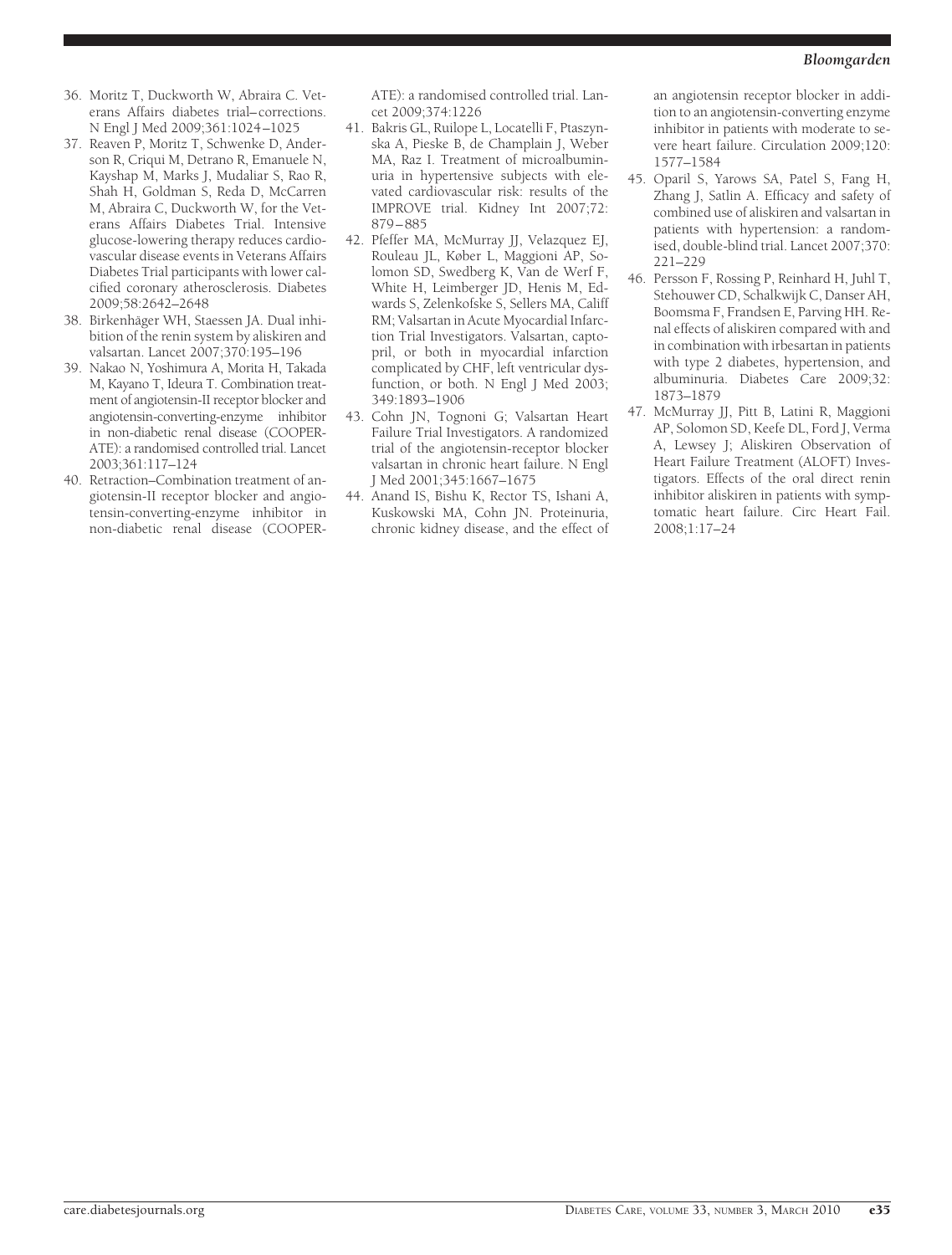36. Moritz T, Duckworth W, Abraira C. Veterans Affairs diabetes trial–corrections. N Engl J Med 2009;361:1024–1025
37. Reaven P, Moritz T, Schwenke D, Anderson R, Criqui M, Detrano R, Emanuele N, Kayshap M, Marks J, Mudaliar S, Rao R, Shah H, Goldman S, Reda D, McCarren M, Abraira C, Duckworth W, for the Veterans Affairs Diabetes Trial. Intensive glucose-lowering therapy reduces cardiovascular disease events in Veterans Affairs Diabetes Trial participants with lower calcified coronary atherosclerosis. Diabetes 2009;58:2642–2648
38. Birkenhäger WH, Staessen JA. Dual inhibition of the renin system by aliskiren and valsartan. Lancet 2007;370:195–196
39. Nakao N, Yoshimura A, Morita H, Takada M, Kayano T, Ideura T. Combination treatment of angiotensin-II receptor blocker and angiotensin-converting-enzyme inhibitor in non-diabetic renal disease (COOPERATE): a randomised controlled trial. Lancet 2003;361:117–124
40. Retraction–Combination treatment of angiotensin-II receptor blocker and angiotensin-converting-enzyme inhibitor in non-diabetic renal disease (COOPERATE): a randomised controlled trial. Lancet 2009;374:1226
41. Bakris GL, Ruilope L, Locatelli F, Ptaszynska A, Pieske B, de Champlain J, Weber MA, Raz I. Treatment of microalbuminuria in hypertensive subjects with elevated cardiovascular risk: results of the IMPROVE trial. Kidney Int 2007;72: 879–885
42. Pfeffer MA, McMurray JJ, Velazquez EJ, Rouleau JL, Køber L, Maggioni AP, Solomon SD, Swedberg K, Van de Werf F, White H, Leimberger JD, Henis M, Edwards S, Zelenkofske S, Sellers MA, Califf RM; Valsartan in Acute Myocardial Infarction Trial Investigators. Valsartan, captopril, or both in myocardial infarction complicated by CHF, left ventricular dysfunction, or both. N Engl J Med 2003; 349:1893–1906
43. Cohn JN, Tognoni G; Valsartan Heart Failure Trial Investigators. A randomized trial of the angiotensin-receptor blocker valsartan in chronic heart failure. N Engl J Med 2001;345:1667–1675
44. Anand IS, Bishu K, Rector TS, Ishani A, Kuskowski MA, Cohn JN. Proteinuria, chronic kidney disease, and the effect of an angiotensin receptor blocker in addition to an angiotensin-converting enzyme inhibitor in patients with moderate to severe heart failure. Circulation 2009;120: 1577–1584
45. Oparil S, Yarows SA, Patel S, Fang H, Zhang J, Satlin A. Efficacy and safety of combined use of aliskiren and valsartan in patients with hypertension: a randomised, double-blind trial. Lancet 2007;370: 221–229
46. Persson F, Rossing P, Reinhard H, Juhl T, Stehouwer CD, Schalkwijk C, Danser AH, Boomsma F, Frandsen E, Parving HH. Renal effects of aliskiren compared with and in combination with irbesartan in patients with type 2 diabetes, hypertension, and albuminuria. Diabetes Care 2009;32: 1873–1879
47. McMurray JJ, Pitt B, Latini R, Maggioni AP, Solomon SD, Keefe DL, Ford J, Verma A, Lewsey J; Aliskiren Observation of Heart Failure Treatment (ALOFT) Investigators. Effects of the oral direct renin inhibitor aliskiren in patients with symptomatic heart failure. Circ Heart Fail. 2008;1:17–24